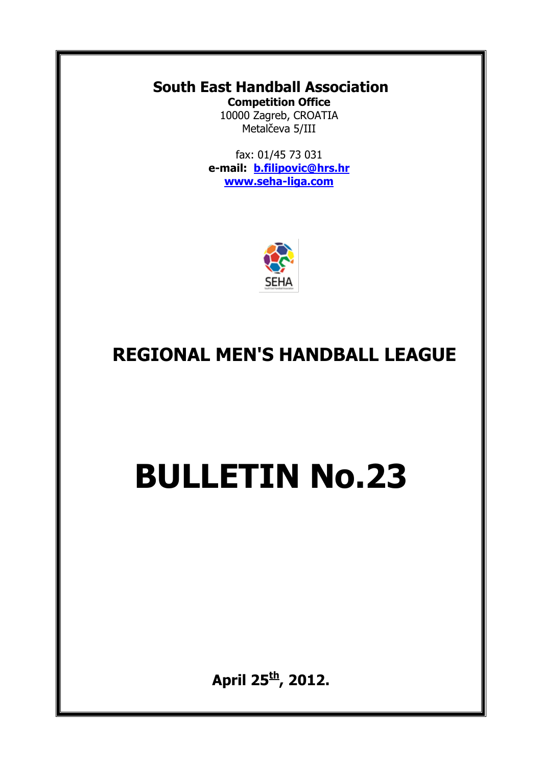**South East Handball Association**

**Competition Office**

10000 Zagreb, CROATIA

Metalčeva 5/III

fax: 01/45 73 031

**e-mail: b.filipovic@hrs.hr**

**www.seha-liga.com**

# REGIONAL MEN'S HANDBALL LEAGUE

# BULLETIN No.23

**April 25th, 2012.**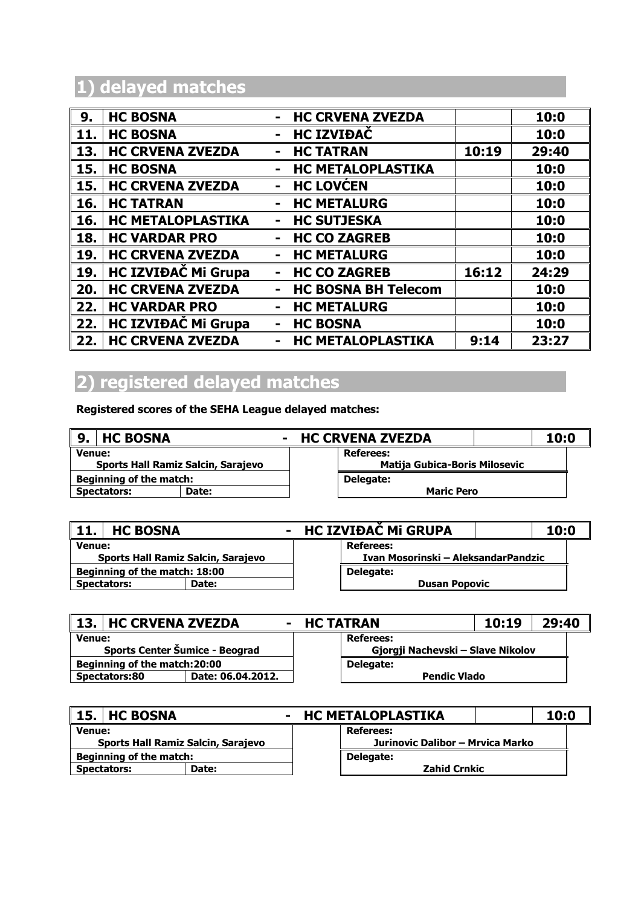## 1) delayed matches

| | | | | | |
|---|---|---|---|---|---|
| 9. | HC BOSNA | - | HC CRVENA ZVEZDA | | 10:0 |
| 11. | HC BOSNA | - | HC IZVIĐAČ | | 10:0 |
| 13. | HC CRVENA ZVEZDA | - | HC TATRAN | 10:19 | 29:40 |
| 15. | HC BOSNA | - | HC METALOPLASTIKA | | 10:0 |
| 15. | HC CRVENA ZVEZDA | - | HC LOVĆEN | | 10:0 |
| 16. | HC TATRAN | - | HC METALURG | | 10:0 |
| 16. | HC METALOPLASTIKA | - | HC SUTJESKA | | 10:0 |
| 18. | HC VARDAR PRO | - | HC CO ZAGREB | | 10:0 |
| 19. | HC CRVENA ZVEZDA | - | HC METALURG | | 10:0 |
| 19. | HC IZVIĐAČ Mi Grupa | - | HC CO ZAGREB | 16:12 | 24:29 |
| 20. | HC CRVENA ZVEZDA | - | HC BOSNA BH Telecom | | 10:0 |
| 22. | HC VARDAR PRO | - | HC METALURG | | 10:0 |
| 22. | HC IZVIĐAČ Mi Grupa | - | HC BOSNA | | 10:0 |
| 22. | HC CRVENA ZVEZDA | - | HC METALOPLASTIKA | 9:14 | 23:27 |

## 2) registered delayed matches

**Registered scores of the SEHA League delayed matches:**

| 9. | HC BOSNA | - | HC CRVENA ZVEZDA | | 10:0 |
|---|---|---|---|---|---|

| | |
|---|---|
| **Venue:** Sports Hall Ramiz Salcin, Sarajevo | **Referees:** Matija Gubica-Boris Milosevic |
| **Beginning of the match:** | **Delegate:** Maric Pero |
| **Spectators:** **Date:** | |

| 11. | HC BOSNA | - | HC IZVIĐAČ Mi GRUPA | | 10:0 |
|---|---|---|---|---|---|

| | |
|---|---|
| **Venue:** Sports Hall Ramiz Salcin, Sarajevo | **Referees:** Ivan Mosorinski – AleksandarPandzic |
| **Beginning of the match:** 18:00 | **Delegate:** Dusan Popovic |
| **Spectators:** **Date:** | |

| 13. | HC CRVENA ZVEZDA | - | HC TATRAN | 10:19 | 29:40 |
|---|---|---|---|---|---|

| | |
|---|---|
| **Venue:** Sports Center Šumice - Beograd | **Referees:** Gjorgji Nachevski – Slave Nikolov |
| **Beginning of the match:**20:00 | **Delegate:** Pendic Vlado |
| **Spectators:**80 **Date:** 06.04.2012. | |

| 15. | HC BOSNA | - | HC METALOPLASTIKA | | 10:0 |
|---|---|---|---|---|---|

| | |
|---|---|
| **Venue:** Sports Hall Ramiz Salcin, Sarajevo | **Referees:** Jurinovic Dalibor – Mrvica Marko |
| **Beginning of the match:** | **Delegate:** Zahid Crnkic |
| **Spectators:** **Date:** | |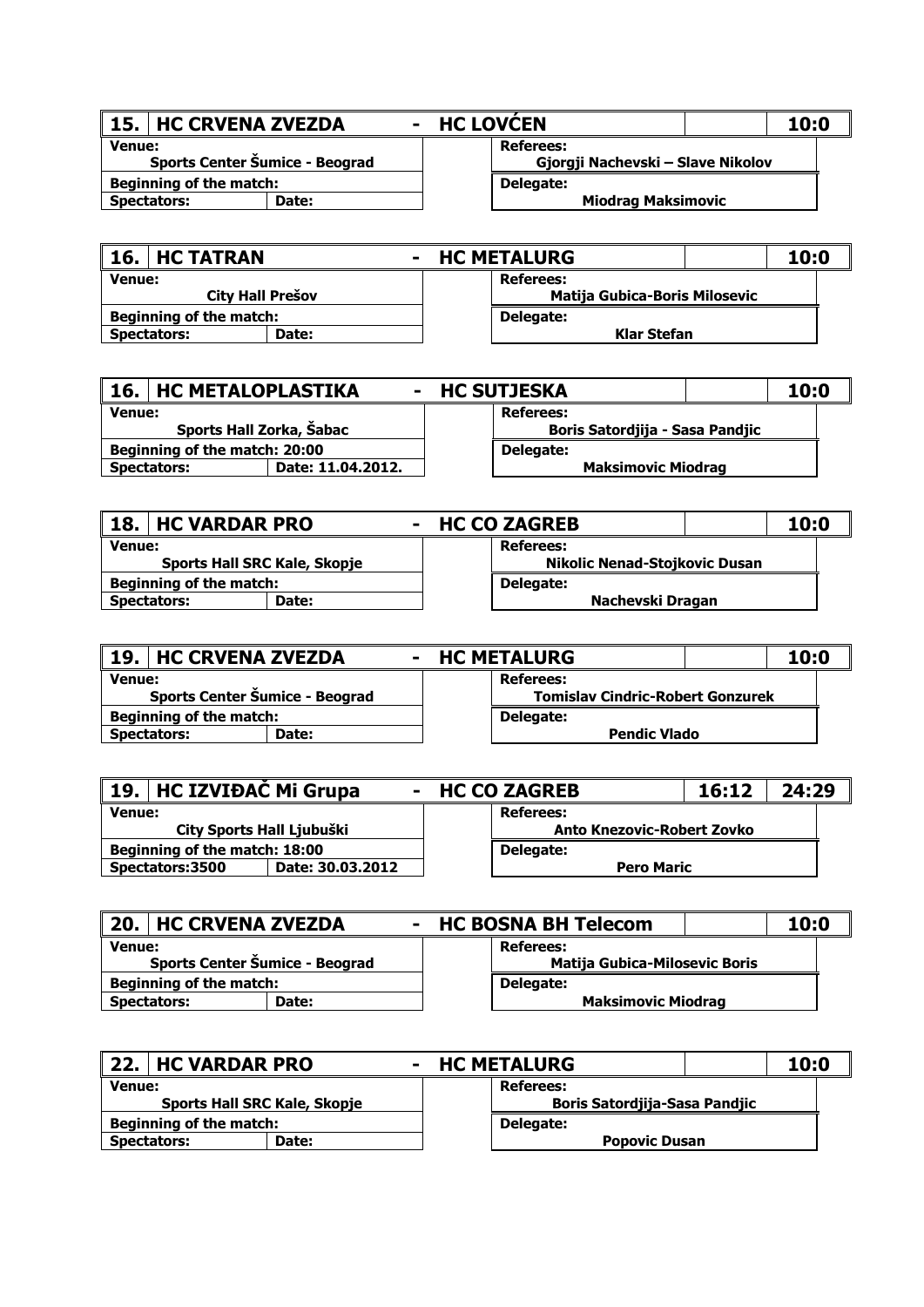| 15. | HC CRVENA ZVEZDA | - | HC LOVĆEN | | 10:0 |
|---|---|---|---|---|---|
| **Venue:** Sports Center Šumice - Beograd | | | **Referees:** Gjorgji Nachevski – Slave Nikolov | | |
| **Beginning of the match:** | | | **Delegate:** Miodrag Maksimovic | | |
| **Spectators:** | **Date:** | | | | |

| 16. | HC TATRAN | - | HC METALURG | | 10:0 |
|---|---|---|---|---|---|
| **Venue:** City Hall Prešov | | | **Referees:** Matija Gubica-Boris Milosevic | | |
| **Beginning of the match:** | | | **Delegate:** Klar Stefan | | |
| **Spectators:** | **Date:** | | | | |

| 16. | HC METALOPLASTIKA | - | HC SUTJESKA | | 10:0 |
|---|---|---|---|---|---|
| **Venue:** Sports Hall Zorka, Šabac | | | **Referees:** Boris Satordjija - Sasa Pandjic | | |
| **Beginning of the match:** 20:00 | | | **Delegate:** Maksimovic Miodrag | | |
| **Spectators:** | **Date:** 11.04.2012. | | | | |

| 18. | HC VARDAR PRO | - | HC CO ZAGREB | | 10:0 |
|---|---|---|---|---|---|
| **Venue:** Sports Hall SRC Kale, Skopje | | | **Referees:** Nikolic Nenad-Stojkovic Dusan | | |
| **Beginning of the match:** | | | **Delegate:** Nachevski Dragan | | |
| **Spectators:** | **Date:** | | | | |

| 19. | HC CRVENA ZVEZDA | - | HC METALURG | | 10:0 |
|---|---|---|---|---|---|
| **Venue:** Sports Center Šumice - Beograd | | | **Referees:** Tomislav Cindric-Robert Gonzurek | | |
| **Beginning of the match:** | | | **Delegate:** Pendic Vlado | | |
| **Spectators:** | **Date:** | | | | |

| 19. | HC IZVIĐAČ Mi Grupa | - | HC CO ZAGREB | 16:12 | 24:29 |
|---|---|---|---|---|---|
| **Venue:** City Sports Hall Ljubuški | | | **Referees:** Anto Knezovic-Robert Zovko | | |
| **Beginning of the match:** 18:00 | | | **Delegate:** Pero Maric | | |
| **Spectators:**3500 | **Date:** 30.03.2012 | | | | |

| 20. | HC CRVENA ZVEZDA | - | HC BOSNA BH Telecom | | 10:0 |
|---|---|---|---|---|---|
| **Venue:** Sports Center Šumice - Beograd | | | **Referees:** Matija Gubica-Milosevic Boris | | |
| **Beginning of the match:** | | | **Delegate:** Maksimovic Miodrag | | |
| **Spectators:** | **Date:** | | | | |

| 22. | HC VARDAR PRO | - | HC METALURG | | 10:0 |
|---|---|---|---|---|---|
| **Venue:** Sports Hall SRC Kale, Skopje | | | **Referees:** Boris Satordjija-Sasa Pandjic | | |
| **Beginning of the match:** | | | **Delegate:** Popovic Dusan | | |
| **Spectators:** | **Date:** | | | | |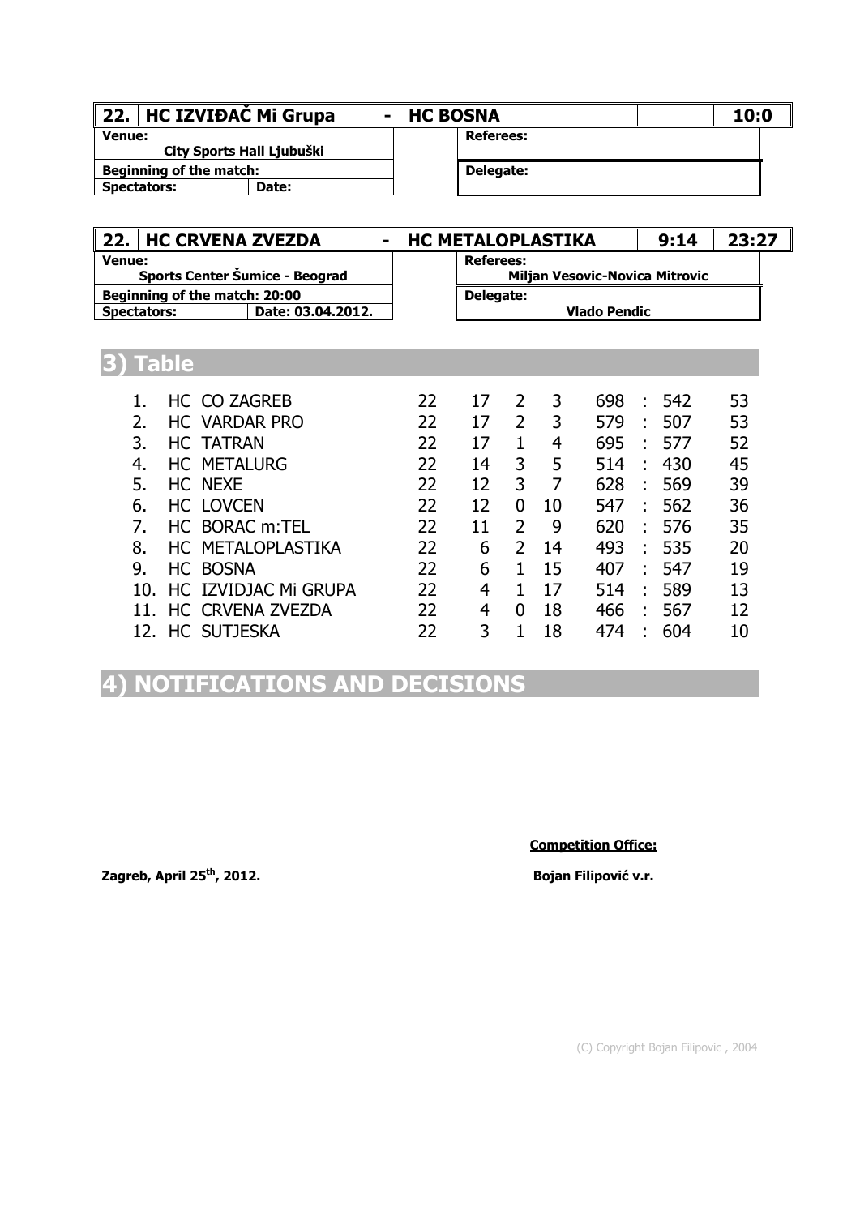| 22. | HC IZVIĐAČ Mi Grupa | - | HC BOSNA | | 10:0 |
|---|---|---|---|---|---|

| | |
|---|---|
| **Venue:** City Sports Hall Ljubuški | **Referees:** |
| **Beginning of the match:** | **Delegate:** |
| **Spectators:** **Date:** | |

| 22. | HC CRVENA ZVEZDA | - | HC METALOPLASTIKA | 9:14 | 23:27 |
|---|---|---|---|---|---|

| | |
|---|---|
| **Venue:** Sports Center Šumice - Beograd | **Referees:** Miljan Vesovic-Novica Mitrovic |
| **Beginning of the match: 20:00** | **Delegate:** Vlado Pendic |
| **Spectators:** **Date: 03.04.2012.** | |

## 3) Table

| | | | | | | | | | |
|---|---|---|---|---|---|---|---|---|---|
| 1. | HC CO ZAGREB | 22 | 17 | 2 | 3 | 698 | : | 542 | 53 |
| 2. | HC VARDAR PRO | 22 | 17 | 2 | 3 | 579 | : | 507 | 53 |
| 3. | HC TATRAN | 22 | 17 | 1 | 4 | 695 | : | 577 | 52 |
| 4. | HC METALURG | 22 | 14 | 3 | 5 | 514 | : | 430 | 45 |
| 5. | HC NEXE | 22 | 12 | 3 | 7 | 628 | : | 569 | 39 |
| 6. | HC LOVCEN | 22 | 12 | 0 | 10 | 547 | : | 562 | 36 |
| 7. | HC BORAC m:TEL | 22 | 11 | 2 | 9 | 620 | : | 576 | 35 |
| 8. | HC METALOPLASTIKA | 22 | 6 | 2 | 14 | 493 | : | 535 | 20 |
| 9. | HC BOSNA | 22 | 6 | 1 | 15 | 407 | : | 547 | 19 |
| 10. | HC IZVIDJAC Mi GRUPA | 22 | 4 | 1 | 17 | 514 | : | 589 | 13 |
| 11. | HC CRVENA ZVEZDA | 22 | 4 | 0 | 18 | 466 | : | 567 | 12 |
| 12. | HC SUTJESKA | 22 | 3 | 1 | 18 | 474 | : | 604 | 10 |

## 4) NOTIFICATIONS AND DECISIONS

**Competition Office:**

**Zagreb, April 25th, 2012.** **Bojan Filipović v.r.**

(C) Copyright Bojan Filipovic , 2004